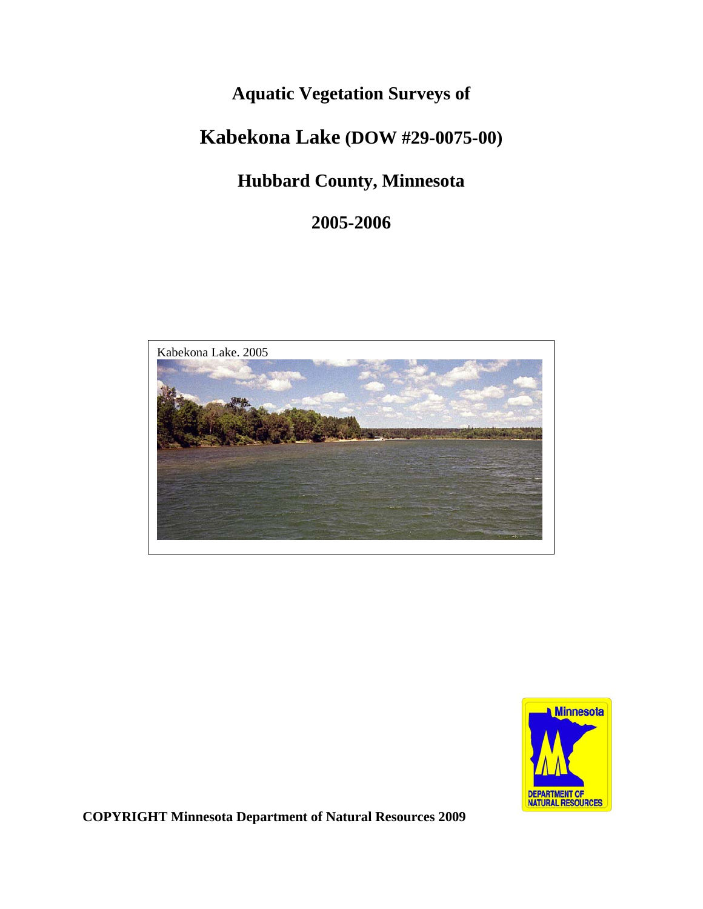# Aquatic Vegetation Surveys of

# Kabekona Lake (DOW #29-0075-00)

## Hubbard County, Minnesota

## 2005-2006

Kabekona Lake. 2005

**COPYRIGHT Minnesota Department of Natural Resources 2009**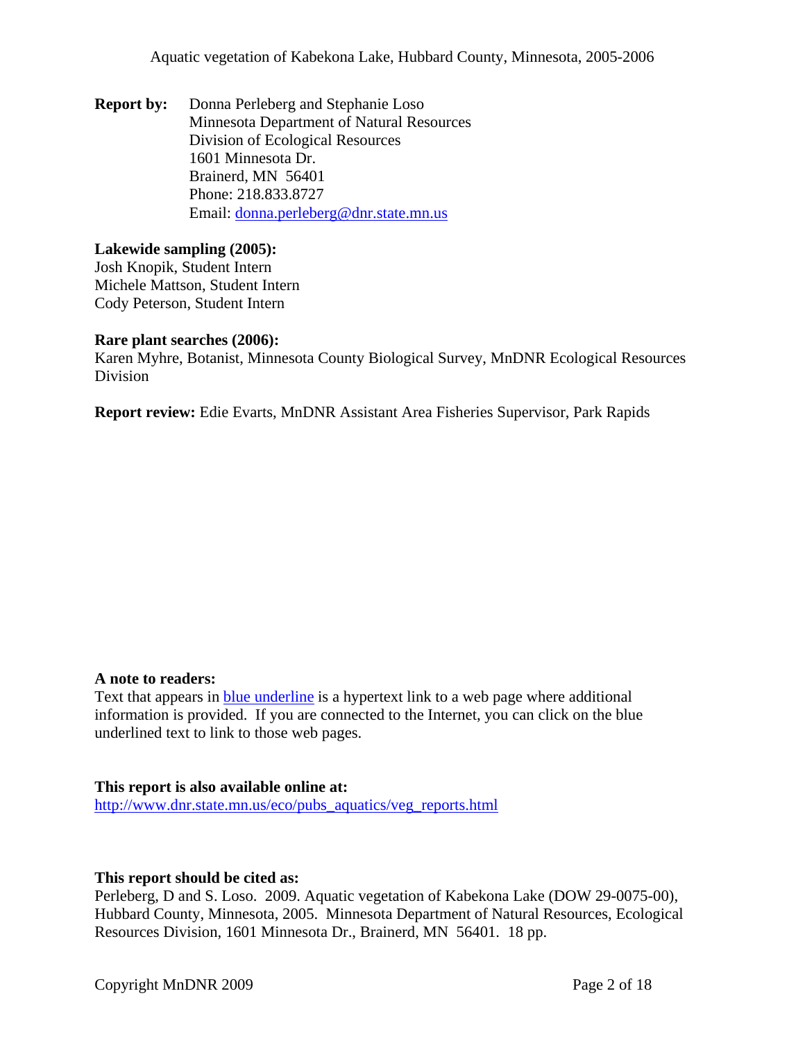**Report by:** Donna Perleberg and Stephanie Loso
Minnesota Department of Natural Resources
Division of Ecological Resources
1601 Minnesota Dr.
Brainerd, MN 56401
Phone: 218.833.8727
Email: [donna.perleberg@dnr.state.mn.us](mailto:donna.perleberg@dnr.state.mn.us)

**Lakewide sampling (2005):**
Josh Knopik, Student Intern
Michele Mattson, Student Intern
Cody Peterson, Student Intern

**Rare plant searches (2006):**
Karen Myhre, Botanist, Minnesota County Biological Survey, MnDNR Ecological Resources Division

**Report review:** Edie Evarts, MnDNR Assistant Area Fisheries Supervisor, Park Rapids

**A note to readers:**
Text that appears in blue underline is a hypertext link to a web page where additional information is provided. If you are connected to the Internet, you can click on the blue underlined text to link to those web pages.

**This report is also available online at:**
[http://www.dnr.state.mn.us/eco/pubs_aquatics/veg_reports.html](http://www.dnr.state.mn.us/eco/pubs_aquatics/veg_reports.html)

**This report should be cited as:**
Perleberg, D and S. Loso. 2009. Aquatic vegetation of Kabekona Lake (DOW 29-0075-00), Hubbard County, Minnesota, 2005. Minnesota Department of Natural Resources, Ecological Resources Division, 1601 Minnesota Dr., Brainerd, MN 56401. 18 pp.

Copyright MnDNR 2009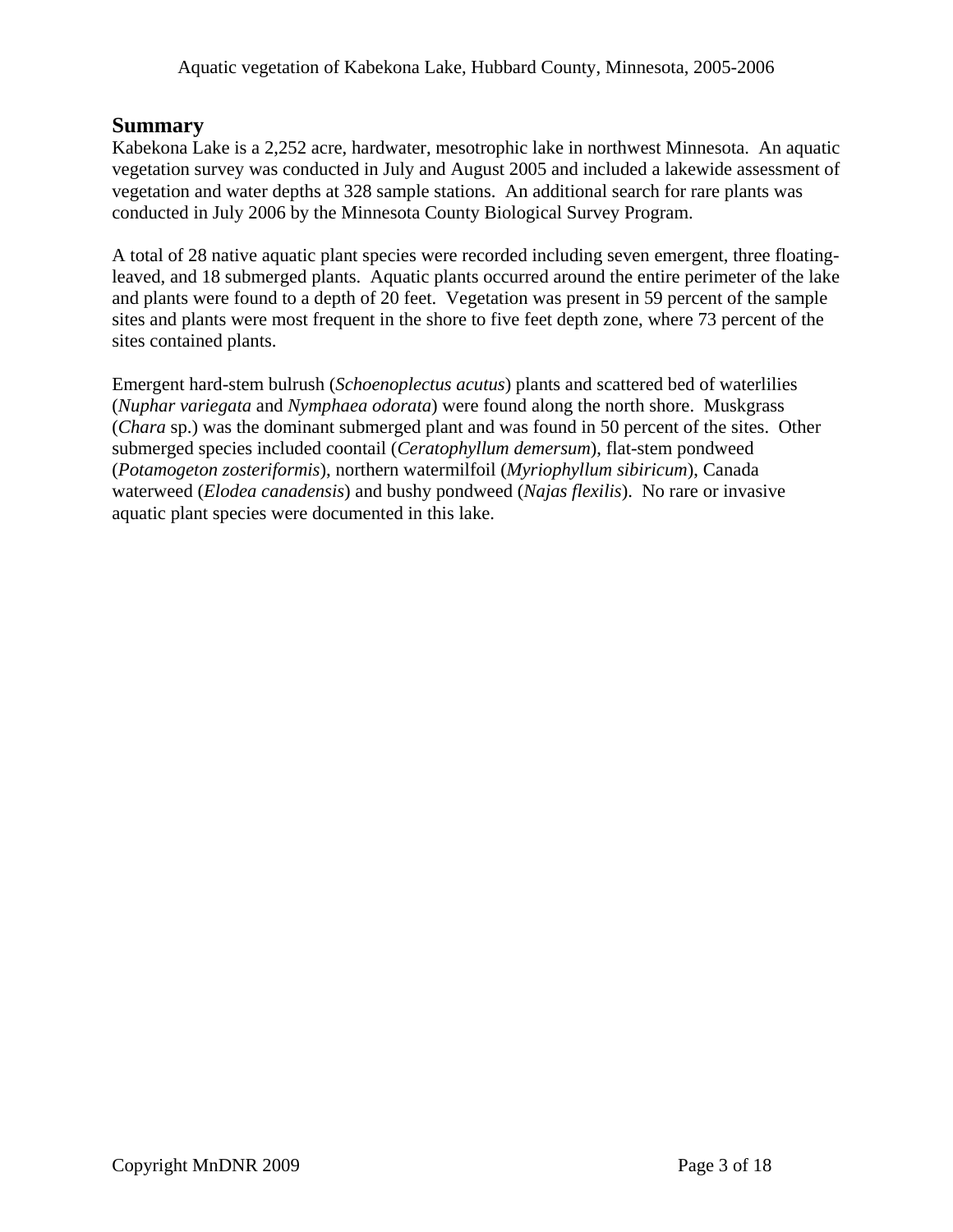## Summary

Kabekona Lake is a 2,252 acre, hardwater, mesotrophic lake in northwest Minnesota. An aquatic vegetation survey was conducted in July and August 2005 and included a lakewide assessment of vegetation and water depths at 328 sample stations. An additional search for rare plants was conducted in July 2006 by the Minnesota County Biological Survey Program.

A total of 28 native aquatic plant species were recorded including seven emergent, three floating-leaved, and 18 submerged plants. Aquatic plants occurred around the entire perimeter of the lake and plants were found to a depth of 20 feet. Vegetation was present in 59 percent of the sample sites and plants were most frequent in the shore to five feet depth zone, where 73 percent of the sites contained plants.

Emergent hard-stem bulrush (*Schoenoplectus acutus*) plants and scattered bed of waterlilies (*Nuphar variegata* and *Nymphaea odorata*) were found along the north shore. Muskgrass (*Chara* sp.) was the dominant submerged plant and was found in 50 percent of the sites. Other submerged species included coontail (*Ceratophyllum demersum*), flat-stem pondweed (*Potamogeton zosteriformis*), northern watermilfoil (*Myriophyllum sibiricum*), Canada waterweed (*Elodea canadensis*) and bushy pondweed (*Najas flexilis*). No rare or invasive aquatic plant species were documented in this lake.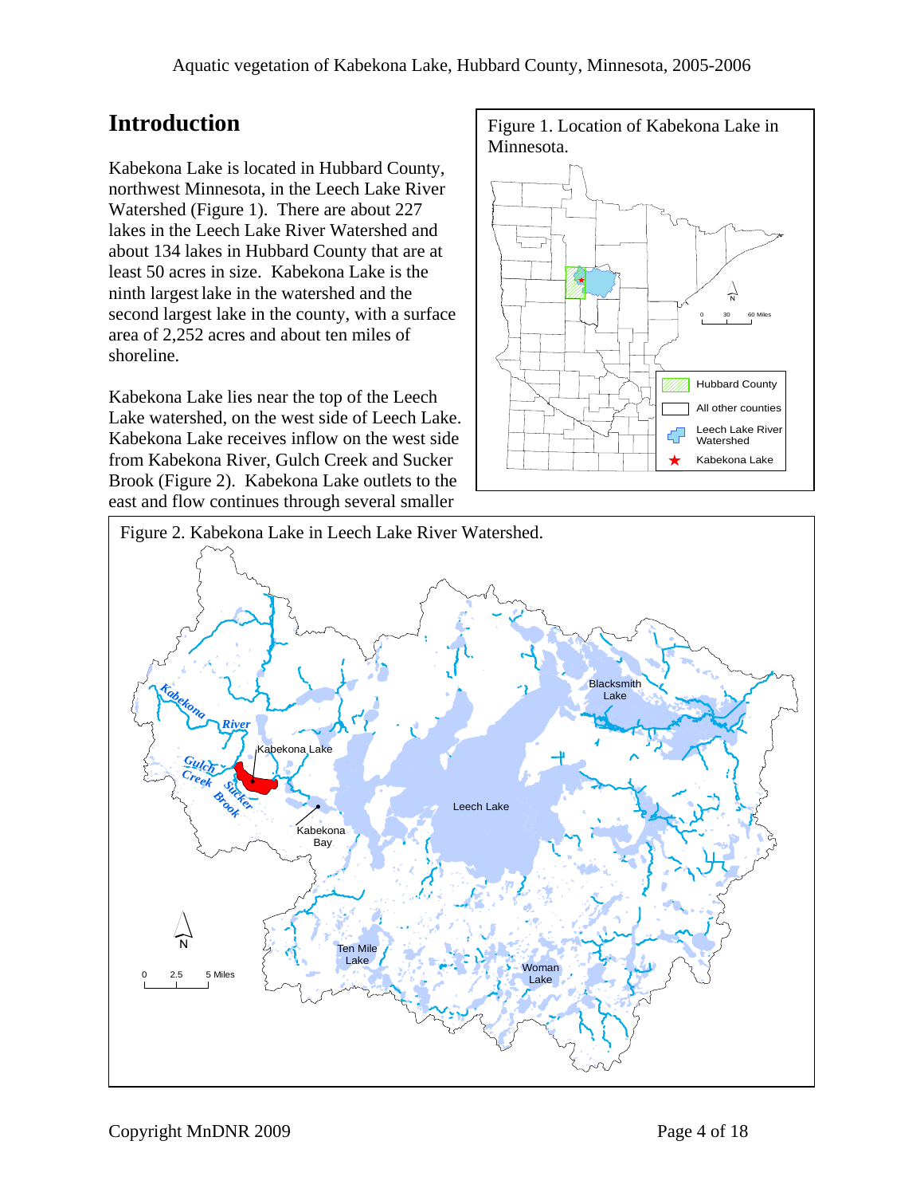## Introduction

Kabekona Lake is located in Hubbard County, northwest Minnesota, in the Leech Lake River Watershed (Figure 1). There are about 227 lakes in the Leech Lake River Watershed and about 134 lakes in Hubbard County that are at least 50 acres in size. Kabekona Lake is the ninth largest lake in the watershed and the second largest lake in the county, with a surface area of 2,252 acres and about ten miles of shoreline.

Figure 1. Location of Kabekona Lake in Minnesota.

Kabekona Lake lies near the top of the Leech Lake watershed, on the west side of Leech Lake. Kabekona Lake receives inflow on the west side from Kabekona River, Gulch Creek and Sucker Brook (Figure 2). Kabekona Lake outlets to the east and flow continues through several smaller

Figure 2. Kabekona Lake in Leech Lake River Watershed.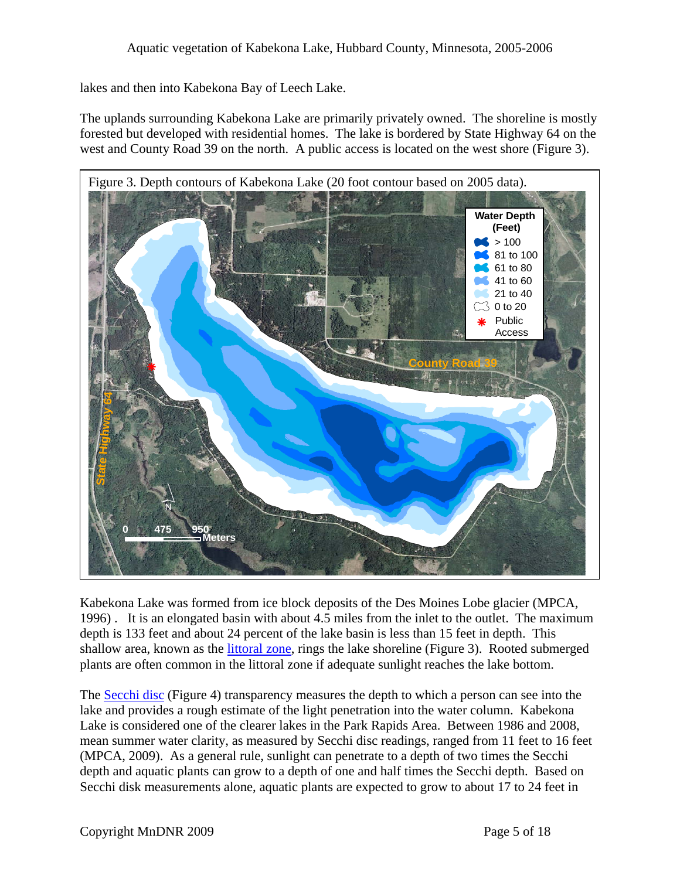lakes and then into Kabekona Bay of Leech Lake.

The uplands surrounding Kabekona Lake are primarily privately owned. The shoreline is mostly forested but developed with residential homes. The lake is bordered by State Highway 64 on the west and County Road 39 on the north. A public access is located on the west shore (Figure 3).

Figure 3. Depth contours of Kabekona Lake (20 foot contour based on 2005 data).

Kabekona Lake was formed from ice block deposits of the Des Moines Lobe glacier (MPCA, 1996) . It is an elongated basin with about 4.5 miles from the inlet to the outlet. The maximum depth is 133 feet and about 24 percent of the lake basin is less than 15 feet in depth. This shallow area, known as the littoral zone, rings the lake shoreline (Figure 3). Rooted submerged plants are often common in the littoral zone if adequate sunlight reaches the lake bottom.

The Secchi disc (Figure 4) transparency measures the depth to which a person can see into the lake and provides a rough estimate of the light penetration into the water column. Kabekona Lake is considered one of the clearer lakes in the Park Rapids Area. Between 1986 and 2008, mean summer water clarity, as measured by Secchi disc readings, ranged from 11 feet to 16 feet (MPCA, 2009). As a general rule, sunlight can penetrate to a depth of two times the Secchi depth and aquatic plants can grow to a depth of one and half times the Secchi depth. Based on Secchi disk measurements alone, aquatic plants are expected to grow to about 17 to 24 feet in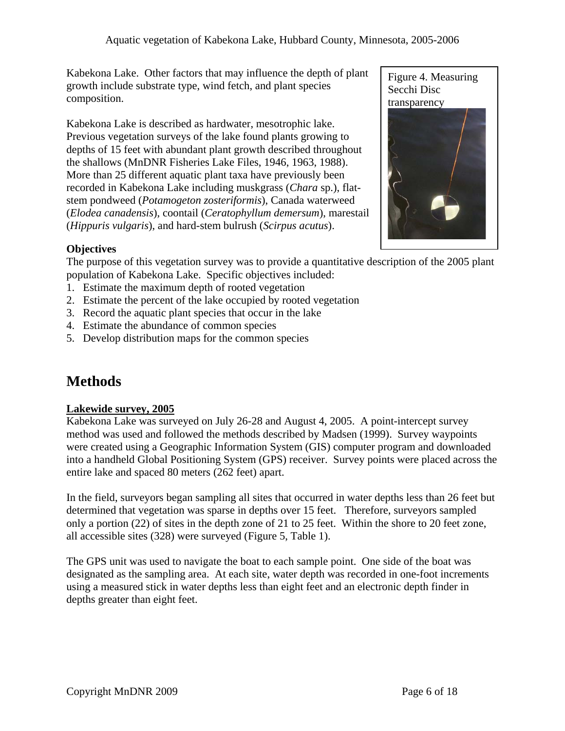Kabekona Lake. Other factors that may influence the depth of plant growth include substrate type, wind fetch, and plant species composition.

Kabekona Lake is described as hardwater, mesotrophic lake. Previous vegetation surveys of the lake found plants growing to depths of 15 feet with abundant plant growth described throughout the shallows (MnDNR Fisheries Lake Files, 1946, 1963, 1988). More than 25 different aquatic plant taxa have previously been recorded in Kabekona Lake including muskgrass (*Chara* sp.), flat-stem pondweed (*Potamogeton zosteriformis*), Canada waterweed (*Elodea canadensis*), coontail (*Ceratophyllum demersum*), marestail (*Hippuris vulgaris*), and hard-stem bulrush (*Scirpus acutus*).

Figure 4. Measuring Secchi Disc transparency

**Objectives**

The purpose of this vegetation survey was to provide a quantitative description of the 2005 plant population of Kabekona Lake. Specific objectives included:

1. Estimate the maximum depth of rooted vegetation
2. Estimate the percent of the lake occupied by rooted vegetation
3. Record the aquatic plant species that occur in the lake
4. Estimate the abundance of common species
5. Develop distribution maps for the common species

# Methods

**Lakewide survey, 2005**

Kabekona Lake was surveyed on July 26-28 and August 4, 2005. A point-intercept survey method was used and followed the methods described by Madsen (1999). Survey waypoints were created using a Geographic Information System (GIS) computer program and downloaded into a handheld Global Positioning System (GPS) receiver. Survey points were placed across the entire lake and spaced 80 meters (262 feet) apart.

In the field, surveyors began sampling all sites that occurred in water depths less than 26 feet but determined that vegetation was sparse in depths over 15 feet. Therefore, surveyors sampled only a portion (22) of sites in the depth zone of 21 to 25 feet. Within the shore to 20 feet zone, all accessible sites (328) were surveyed (Figure 5, Table 1).

The GPS unit was used to navigate the boat to each sample point. One side of the boat was designated as the sampling area. At each site, water depth was recorded in one-foot increments using a measured stick in water depths less than eight feet and an electronic depth finder in depths greater than eight feet.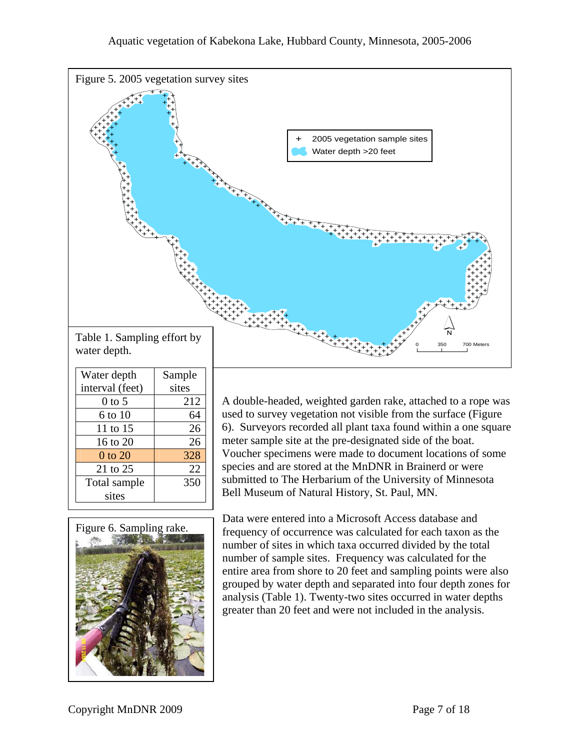Figure 5. 2005 vegetation survey sites

Table 1. Sampling effort by water depth.

| Water depth interval (feet) | Sample sites |
|---|---|
| 0 to 5 | 212 |
| 6 to 10 | 64 |
| 11 to 15 | 26 |
| 16 to 20 | 26 |
| 0 to 20 | 328 |
| 21 to 25 | 22 |
| Total sample sites | 350 |

Figure 6. Sampling rake.

A double-headed, weighted garden rake, attached to a rope was used to survey vegetation not visible from the surface (Figure 6). Surveyors recorded all plant taxa found within a one square meter sample site at the pre-designated side of the boat. Voucher specimens were made to document locations of some species and are stored at the MnDNR in Brainerd or were submitted to The Herbarium of the University of Minnesota Bell Museum of Natural History, St. Paul, MN.

Data were entered into a Microsoft Access database and frequency of occurrence was calculated for each taxon as the number of sites in which taxa occurred divided by the total number of sample sites. Frequency was calculated for the entire area from shore to 20 feet and sampling points were also grouped by water depth and separated into four depth zones for analysis (Table 1). Twenty-two sites occurred in water depths greater than 20 feet and were not included in the analysis.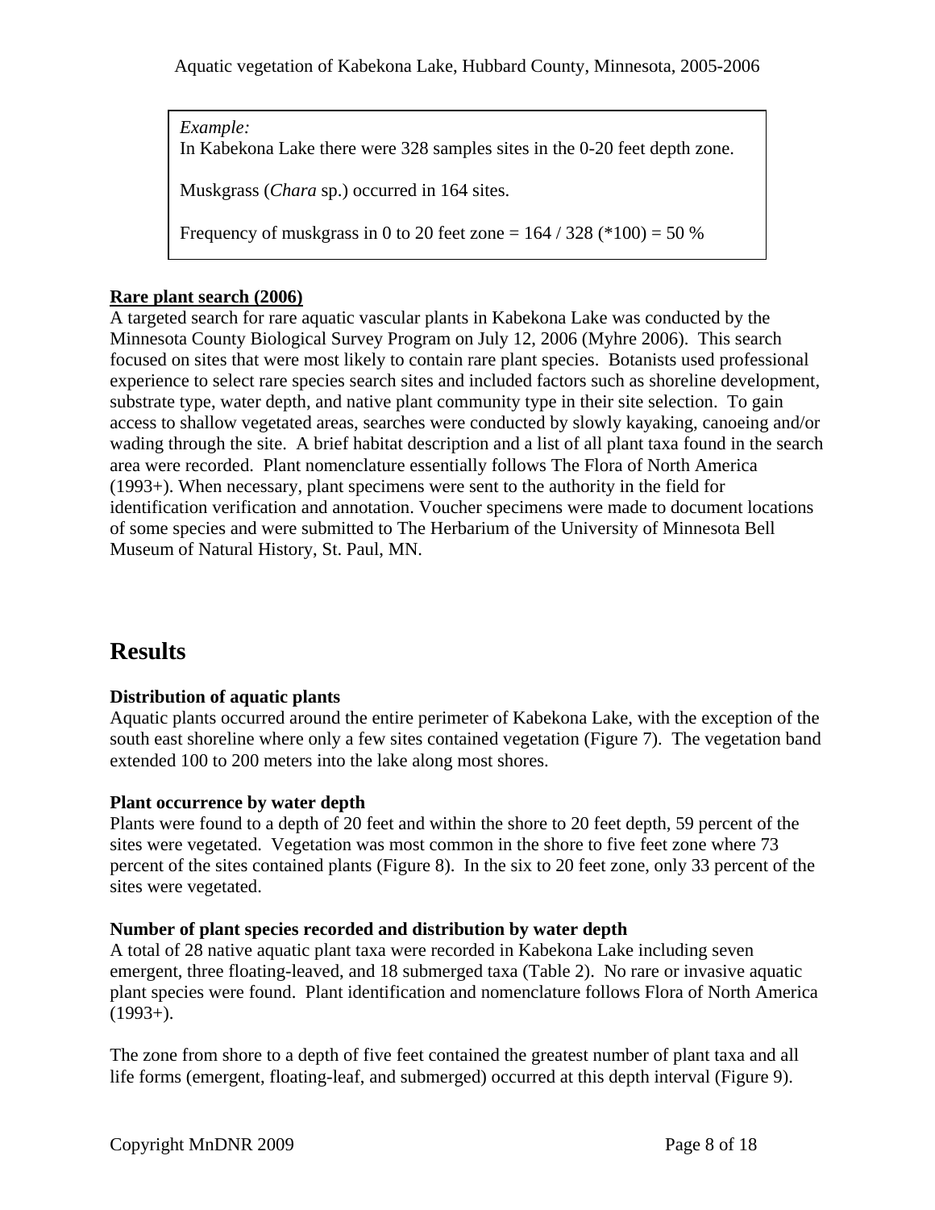> *Example:*
> In Kabekona Lake there were 328 samples sites in the 0-20 feet depth zone.
>
> Muskgrass (*Chara* sp.) occurred in 164 sites.
>
> Frequency of muskgrass in 0 to 20 feet zone = 164 / 328 (*100) = 50 %

**Rare plant search (2006)**

A targeted search for rare aquatic vascular plants in Kabekona Lake was conducted by the Minnesota County Biological Survey Program on July 12, 2006 (Myhre 2006). This search focused on sites that were most likely to contain rare plant species. Botanists used professional experience to select rare species search sites and included factors such as shoreline development, substrate type, water depth, and native plant community type in their site selection. To gain access to shallow vegetated areas, searches were conducted by slowly kayaking, canoeing and/or wading through the site. A brief habitat description and a list of all plant taxa found in the search area were recorded. Plant nomenclature essentially follows The Flora of North America (1993+). When necessary, plant specimens were sent to the authority in the field for identification verification and annotation. Voucher specimens were made to document locations of some species and were submitted to The Herbarium of the University of Minnesota Bell Museum of Natural History, St. Paul, MN.

# Results

**Distribution of aquatic plants**

Aquatic plants occurred around the entire perimeter of Kabekona Lake, with the exception of the south east shoreline where only a few sites contained vegetation (Figure 7). The vegetation band extended 100 to 200 meters into the lake along most shores.

**Plant occurrence by water depth**

Plants were found to a depth of 20 feet and within the shore to 20 feet depth, 59 percent of the sites were vegetated. Vegetation was most common in the shore to five feet zone where 73 percent of the sites contained plants (Figure 8). In the six to 20 feet zone, only 33 percent of the sites were vegetated.

**Number of plant species recorded and distribution by water depth**

A total of 28 native aquatic plant taxa were recorded in Kabekona Lake including seven emergent, three floating-leaved, and 18 submerged taxa (Table 2). No rare or invasive aquatic plant species were found. Plant identification and nomenclature follows Flora of North America (1993+).

The zone from shore to a depth of five feet contained the greatest number of plant taxa and all life forms (emergent, floating-leaf, and submerged) occurred at this depth interval (Figure 9).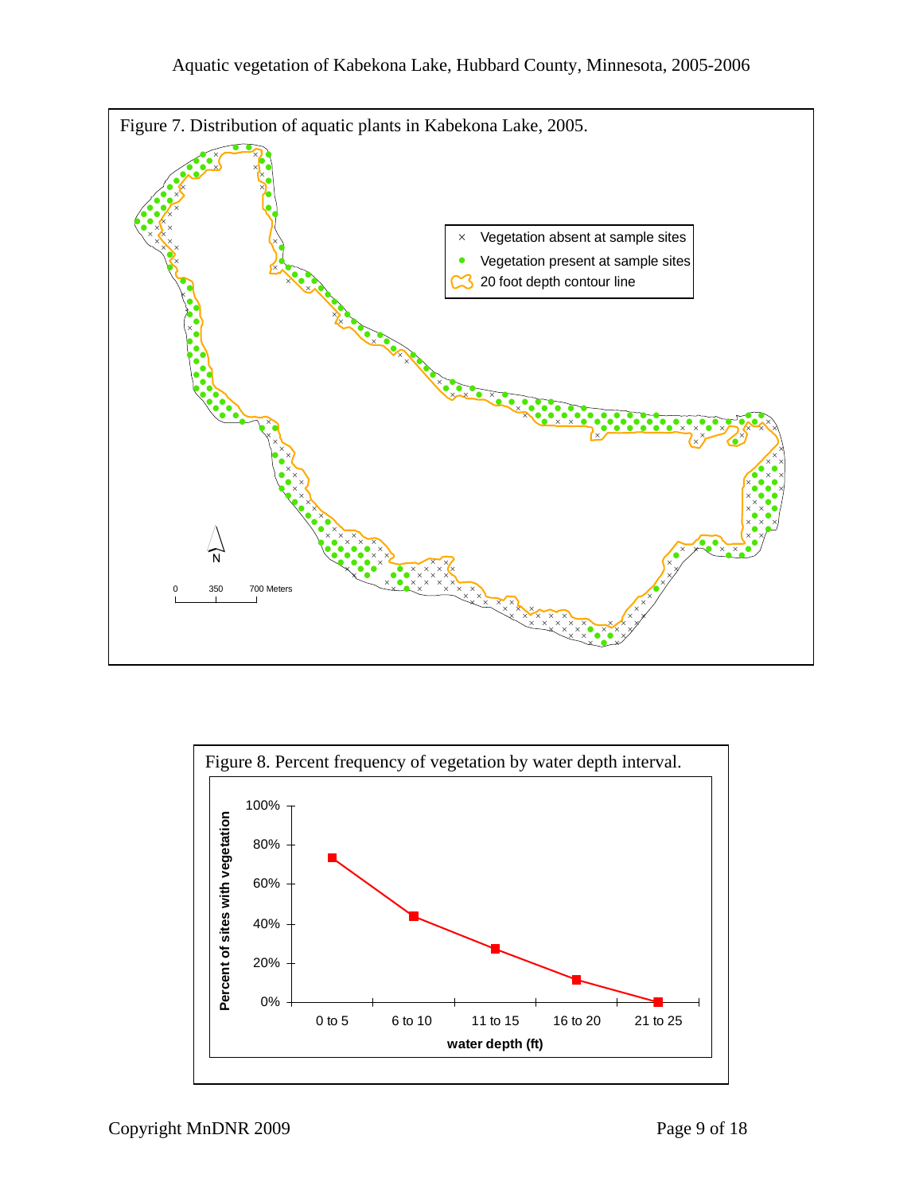Figure 7. Distribution of aquatic plants in Kabekona Lake, 2005.

× Vegetation absent at sample sites

● Vegetation present at sample sites

20 foot depth contour line

N

0 350 700 Meters

Figure 8. Percent frequency of vegetation by water depth interval.

| water depth (ft) | Percent of sites with vegetation |
|---|---|
| 0 to 5 | ~73% |
| 6 to 10 | ~44% |
| 11 to 15 | ~27% |
| 16 to 20 | ~11% |
| 21 to 25 | 0% |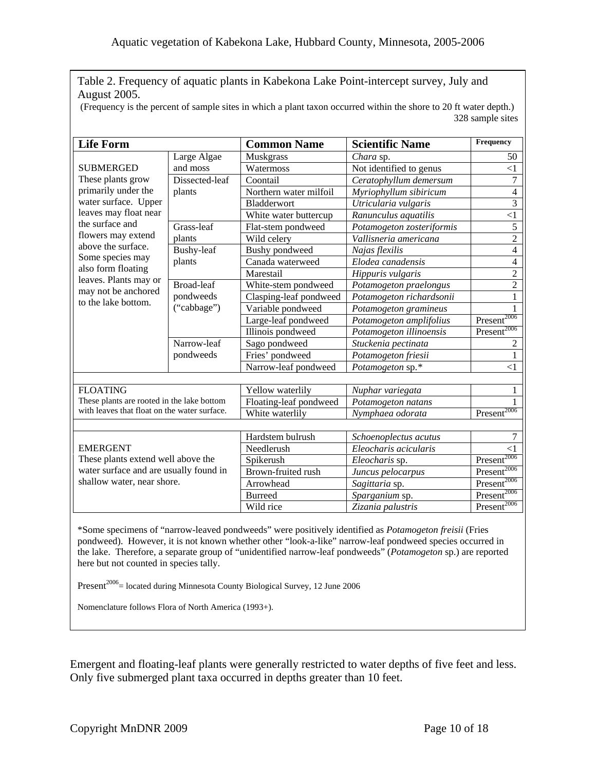Table 2. Frequency of aquatic plants in Kabekona Lake Point-intercept survey, July and August 2005.

(Frequency is the percent of sample sites in which a plant taxon occurred within the shore to 20 ft water depth.)

328 sample sites

| Life Form | | Common Name | Scientific Name | Frequency |
|---|---|---|---|---|
| SUBMERGED These plants grow primarily under the water surface. Upper leaves may float near the surface and flowers may extend above the surface. Some species may also form floating leaves. Plants may or may not be anchored to the lake bottom. | Large Algae and moss | Muskgrass | *Chara* sp. | 50 |
| | | Watermoss | Not identified to genus | <1 |
| | Dissected-leaf plants | Coontail | *Ceratophyllum demersum* | 7 |
| | | Northern water milfoil | *Myriophyllum sibiricum* | 4 |
| | | Bladderwort | *Utricularia vulgaris* | 3 |
| | | White water buttercup | *Ranunculus aquatilis* | <1 |
| | Grass-leaf plants | Flat-stem pondweed | *Potamogeton zosteriformis* | 5 |
| | | Wild celery | *Vallisneria americana* | 2 |
| | Bushy-leaf plants | Bushy pondweed | *Najas flexilis* | 4 |
| | | Canada waterweed | *Elodea canadensis* | 4 |
| | | Marestail | *Hippuris vulgaris* | 2 |
| | Broad-leaf pondweeds ("cabbage") | White-stem pondweed | *Potamogeton praelongus* | 2 |
| | | Clasping-leaf pondweed | *Potamogeton richardsonii* | 1 |
| | | Variable pondweed | *Potamogeton gramineus* | 1 |
| | | Large-leaf pondweed | *Potamogeton amplifolius* | Present[2006] |
| | | Illinois pondweed | *Potamogeton illinoensis* | Present[2006] |
| | Narrow-leaf pondweeds | Sago pondweed | *Stuckenia pectinata* | 2 |
| | | Fries' pondweed | *Potamogeton friesii* | 1 |
| | | Narrow-leaf pondweed | *Potamogeton* sp.* | <1 |
| FLOATING These plants are rooted in the lake bottom with leaves that float on the water surface. | | Yellow waterlily | *Nuphar variegata* | 1 |
| | | Floating-leaf pondweed | *Potamogeton natans* | 1 |
| | | White waterlily | *Nymphaea odorata* | Present[2006] |
| EMERGENT These plants extend well above the water surface and are usually found in shallow water, near shore. | | Hardstem bulrush | *Schoenoplectus acutus* | 7 |
| | | Needlerush | *Eleocharis acicularis* | <1 |
| | | Spikerush | *Eleocharis* sp. | Present[2006] |
| | | Brown-fruited rush | *Juncus pelocarpus* | Present[2006] |
| | | Arrowhead | *Sagittaria* sp. | Present[2006] |
| | | Burreed | *Sparganium* sp. | Present[2006] |
| | | Wild rice | *Zizania palustris* | Present[2006] |

*Some specimens of "narrow-leaved pondweeds" were positively identified as *Potamogeton freisii* (Fries pondweed). However, it is not known whether other "look-a-like" narrow-leaf pondweed species occurred in the lake. Therefore, a separate group of "unidentified narrow-leaf pondweeds" (*Potamogeton* sp.) are reported here but not counted in species tally.

Present[2006]= located during Minnesota County Biological Survey, 12 June 2006

Nomenclature follows Flora of North America (1993+).

Emergent and floating-leaf plants were generally restricted to water depths of five feet and less. Only five submerged plant taxa occurred in depths greater than 10 feet.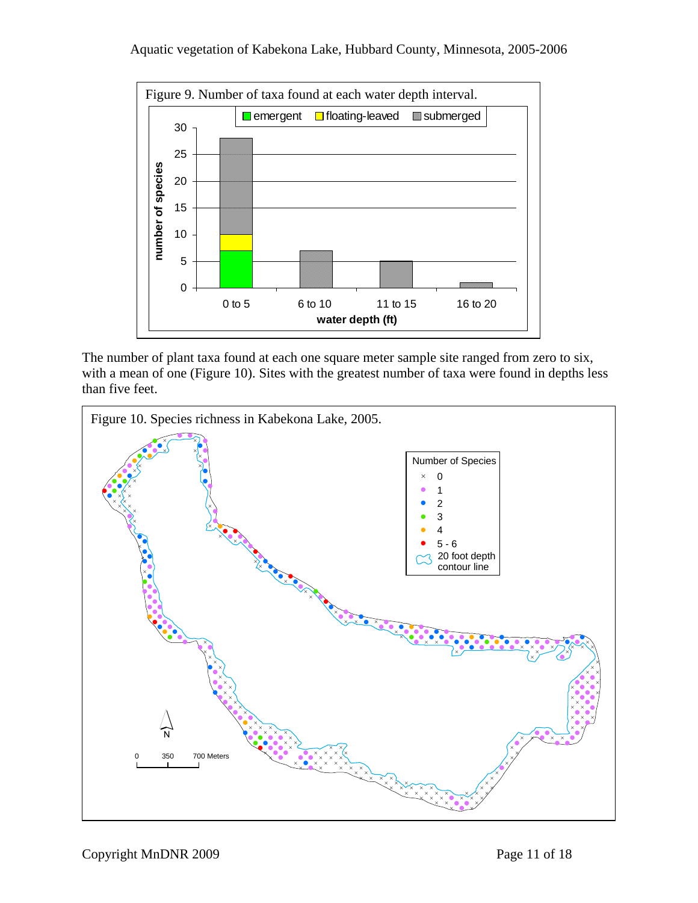Figure 9. Number of taxa found at each water depth interval.

The number of plant taxa found at each one square meter sample site ranged from zero to six, with a mean of one (Figure 10). Sites with the greatest number of taxa were found in depths less than five feet.

Figure 10. Species richness in Kabekona Lake, 2005.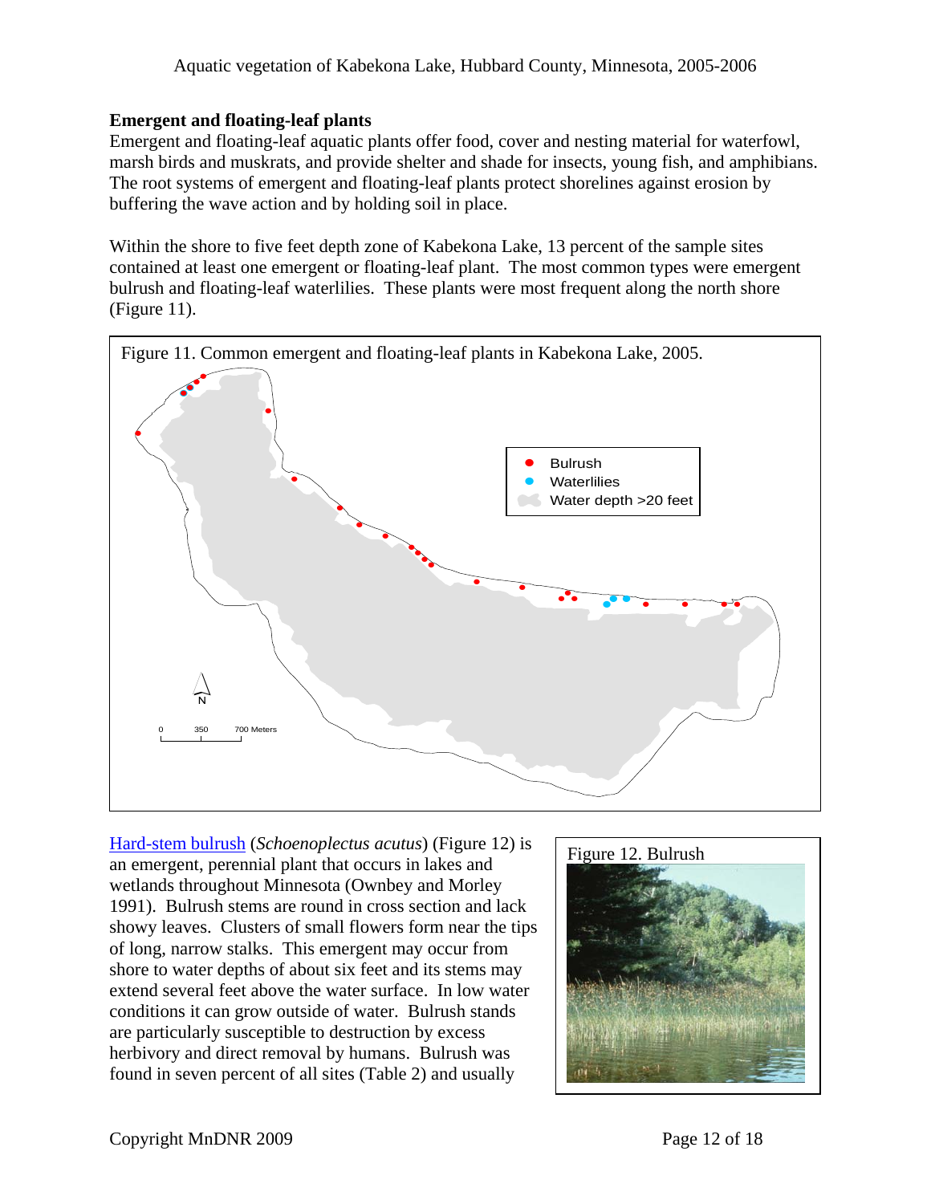## Emergent and floating-leaf plants

Emergent and floating-leaf aquatic plants offer food, cover and nesting material for waterfowl, marsh birds and muskrats, and provide shelter and shade for insects, young fish, and amphibians. The root systems of emergent and floating-leaf plants protect shorelines against erosion by buffering the wave action and by holding soil in place.

Within the shore to five feet depth zone of Kabekona Lake, 13 percent of the sample sites contained at least one emergent or floating-leaf plant. The most common types were emergent bulrush and floating-leaf waterlilies. These plants were most frequent along the north shore (Figure 11).

Figure 11. Common emergent and floating-leaf plants in Kabekona Lake, 2005.

Bulrush
Waterlilies
Water depth >20 feet

N

0 350 700 Meters

Hard-stem bulrush (*Schoenoplectus acutus*) (Figure 12) is an emergent, perennial plant that occurs in lakes and wetlands throughout Minnesota (Ownbey and Morley 1991). Bulrush stems are round in cross section and lack showy leaves. Clusters of small flowers form near the tips of long, narrow stalks. This emergent may occur from shore to water depths of about six feet and its stems may extend several feet above the water surface. In low water conditions it can grow outside of water. Bulrush stands are particularly susceptible to destruction by excess herbivory and direct removal by humans. Bulrush was found in seven percent of all sites (Table 2) and usually

Figure 12. Bulrush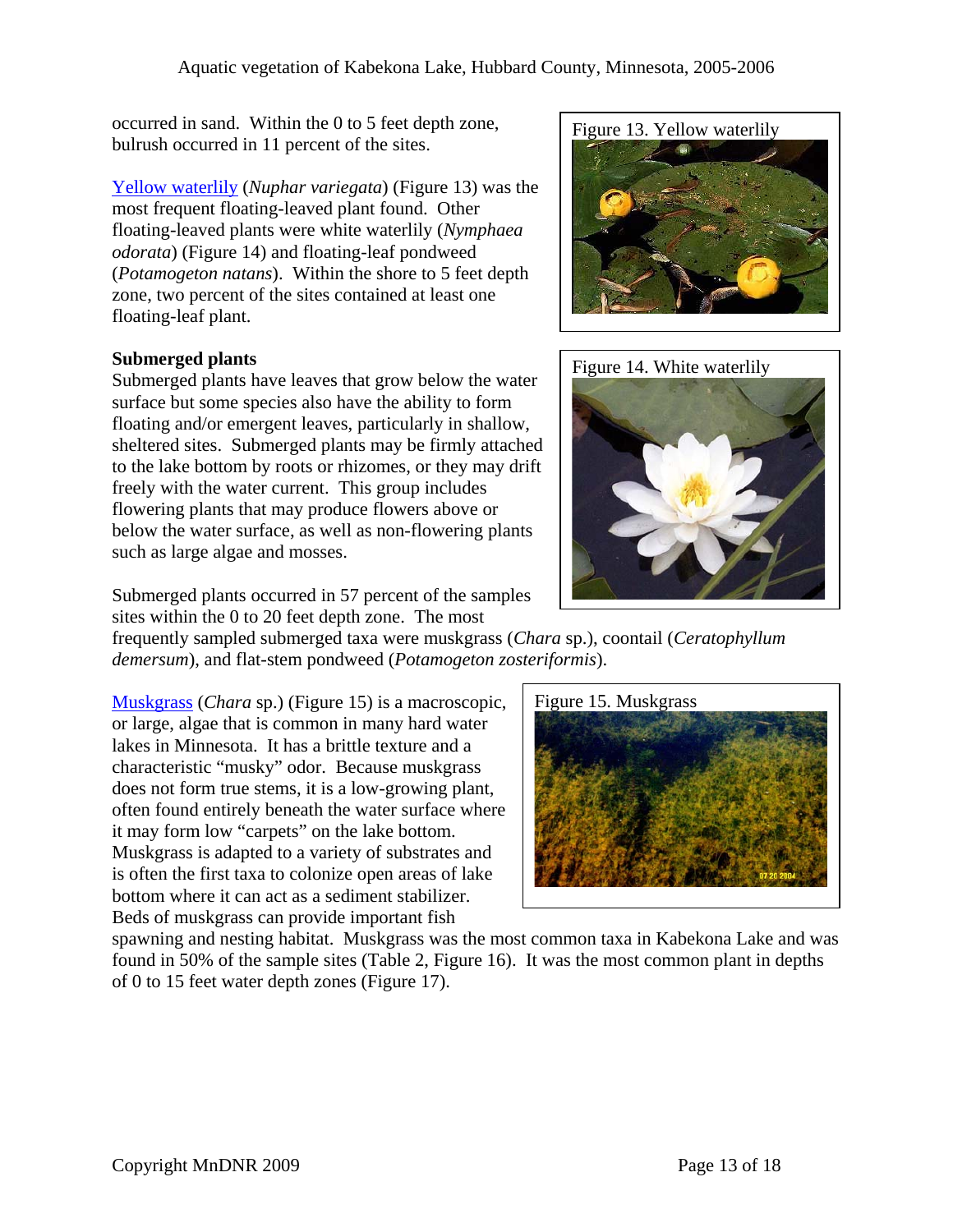occurred in sand. Within the 0 to 5 feet depth zone, bulrush occurred in 11 percent of the sites.

Yellow waterlily (*Nuphar variegata*) (Figure 13) was the most frequent floating-leaved plant found. Other floating-leaved plants were white waterlily (*Nymphaea odorata*) (Figure 14) and floating-leaf pondweed (*Potamogeton natans*). Within the shore to 5 feet depth zone, two percent of the sites contained at least one floating-leaf plant.

Figure 13. Yellow waterlily

Figure 14. White waterlily

**Submerged plants**

Submerged plants have leaves that grow below the water surface but some species also have the ability to form floating and/or emergent leaves, particularly in shallow, sheltered sites. Submerged plants may be firmly attached to the lake bottom by roots or rhizomes, or they may drift freely with the water current. This group includes flowering plants that may produce flowers above or below the water surface, as well as non-flowering plants such as large algae and mosses.

Submerged plants occurred in 57 percent of the samples sites within the 0 to 20 feet depth zone. The most frequently sampled submerged taxa were muskgrass (*Chara* sp.), coontail (*Ceratophyllum demersum*), and flat-stem pondweed (*Potamogeton zosteriformis*).

Muskgrass (*Chara* sp.) (Figure 15) is a macroscopic, or large, algae that is common in many hard water lakes in Minnesota. It has a brittle texture and a characteristic "musky" odor. Because muskgrass does not form true stems, it is a low-growing plant, often found entirely beneath the water surface where it may form low "carpets" on the lake bottom. Muskgrass is adapted to a variety of substrates and is often the first taxa to colonize open areas of lake bottom where it can act as a sediment stabilizer. Beds of muskgrass can provide important fish spawning and nesting habitat. Muskgrass was the most common taxa in Kabekona Lake and was found in 50% of the sample sites (Table 2, Figure 16). It was the most common plant in depths of 0 to 15 feet water depth zones (Figure 17).

Figure 15. Muskgrass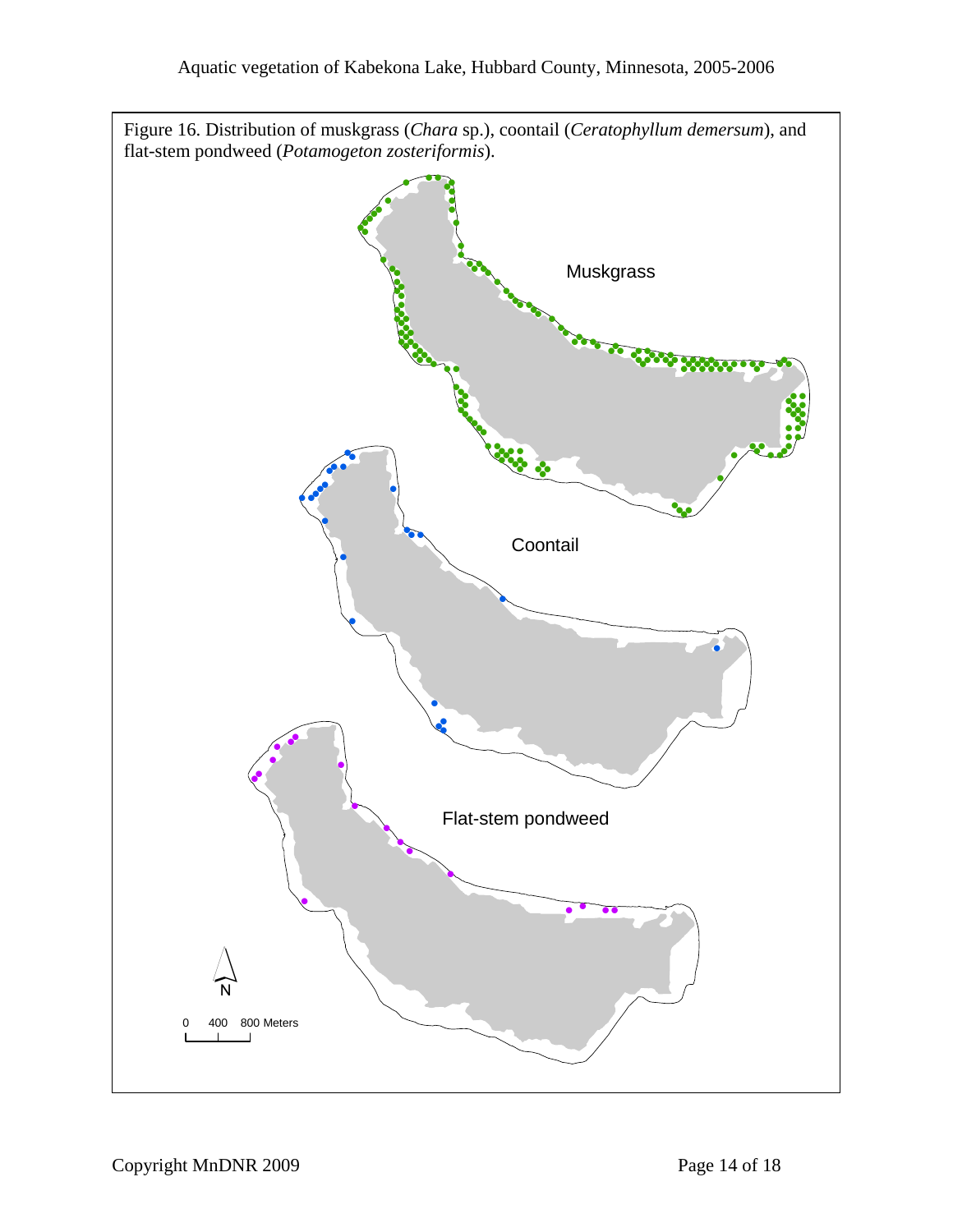Figure 16. Distribution of muskgrass (*Chara* sp.), coontail (*Ceratophyllum demersum*), and flat-stem pondweed (*Potamogeton zosteriformis*).

Muskgrass

Coontail

Flat-stem pondweed

N

0 400 800 Meters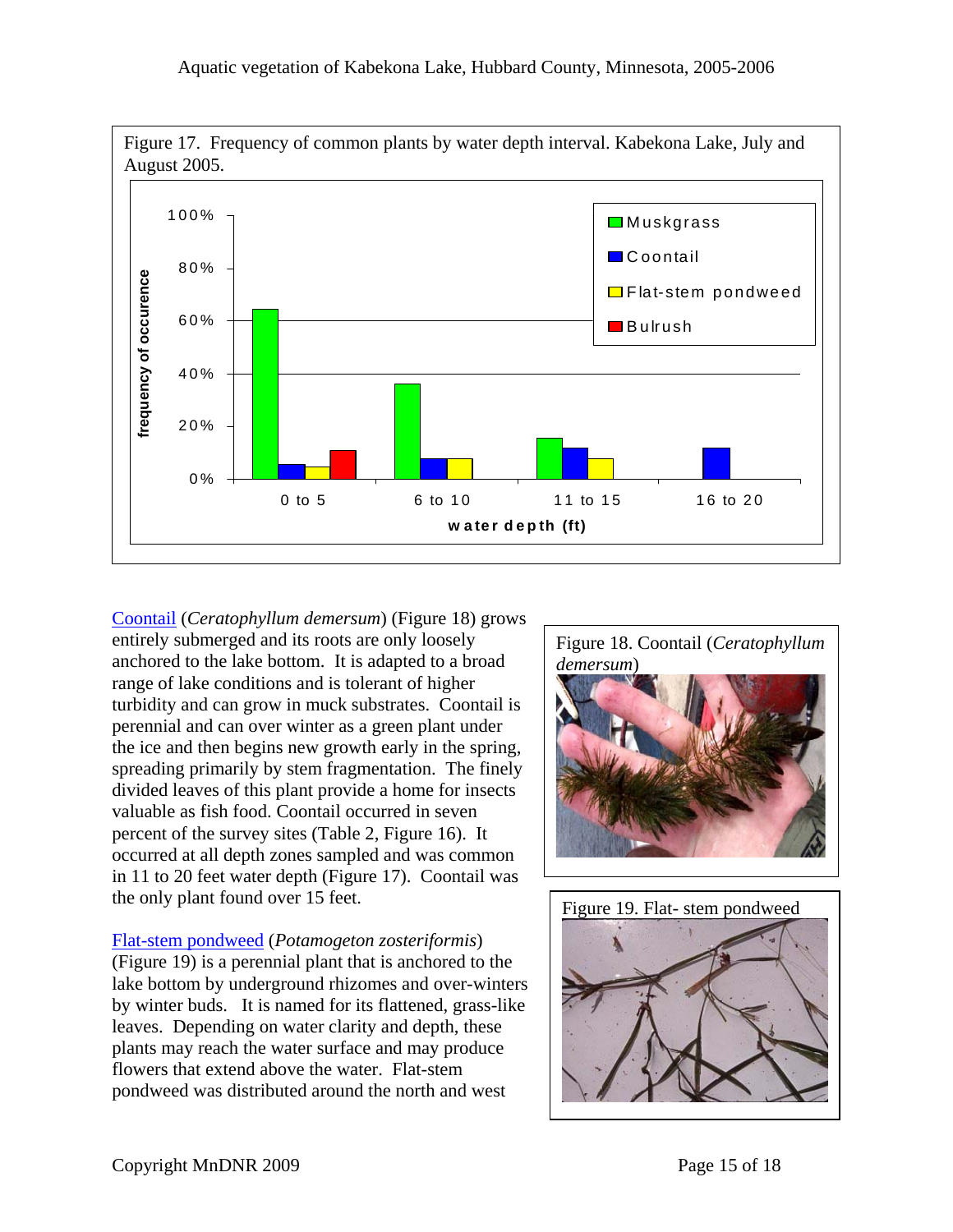Figure 17. Frequency of common plants by water depth interval. Kabekona Lake, July and August 2005.

Figure 18. Coontail (*Ceratophyllum demersum*)

Figure 19. Flat- stem pondweed

Coontail (*Ceratophyllum demersum*) (Figure 18) grows entirely submerged and its roots are only loosely anchored to the lake bottom. It is adapted to a broad range of lake conditions and is tolerant of higher turbidity and can grow in muck substrates. Coontail is perennial and can over winter as a green plant under the ice and then begins new growth early in the spring, spreading primarily by stem fragmentation. The finely divided leaves of this plant provide a home for insects valuable as fish food. Coontail occurred in seven percent of the survey sites (Table 2, Figure 16). It occurred at all depth zones sampled and was common in 11 to 20 feet water depth (Figure 17). Coontail was the only plant found over 15 feet.

Flat-stem pondweed (*Potamogeton zosteriformis*) (Figure 19) is a perennial plant that is anchored to the lake bottom by underground rhizomes and over-winters by winter buds. It is named for its flattened, grass-like leaves. Depending on water clarity and depth, these plants may reach the water surface and may produce flowers that extend above the water. Flat-stem pondweed was distributed around the north and west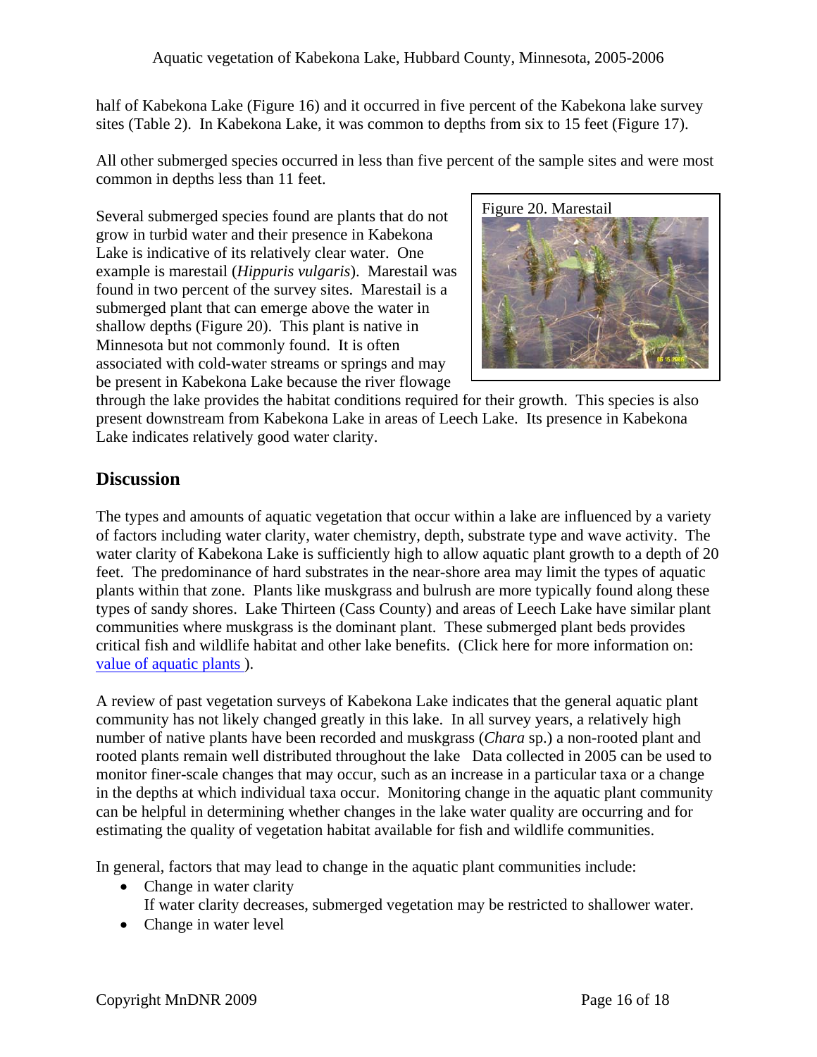half of Kabekona Lake (Figure 16) and it occurred in five percent of the Kabekona lake survey sites (Table 2). In Kabekona Lake, it was common to depths from six to 15 feet (Figure 17).

All other submerged species occurred in less than five percent of the sample sites and were most common in depths less than 11 feet.

Several submerged species found are plants that do not grow in turbid water and their presence in Kabekona Lake is indicative of its relatively clear water. One example is marestail (*Hippuris vulgaris*). Marestail was found in two percent of the survey sites. Marestail is a submerged plant that can emerge above the water in shallow depths (Figure 20). This plant is native in Minnesota but not commonly found. It is often associated with cold-water streams or springs and may be present in Kabekona Lake because the river flowage through the lake provides the habitat conditions required for their growth. This species is also present downstream from Kabekona Lake in areas of Leech Lake. Its presence in Kabekona Lake indicates relatively good water clarity.

Figure 20. Marestail

## Discussion

The types and amounts of aquatic vegetation that occur within a lake are influenced by a variety of factors including water clarity, water chemistry, depth, substrate type and wave activity. The water clarity of Kabekona Lake is sufficiently high to allow aquatic plant growth to a depth of 20 feet. The predominance of hard substrates in the near-shore area may limit the types of aquatic plants within that zone. Plants like muskgrass and bulrush are more typically found along these types of sandy shores. Lake Thirteen (Cass County) and areas of Leech Lake have similar plant communities where muskgrass is the dominant plant. These submerged plant beds provides critical fish and wildlife habitat and other lake benefits. (Click here for more information on: [value of aquatic plants](value of aquatic plants) ).

A review of past vegetation surveys of Kabekona Lake indicates that the general aquatic plant community has not likely changed greatly in this lake. In all survey years, a relatively high number of native plants have been recorded and muskgrass (*Chara* sp.) a non-rooted plant and rooted plants remain well distributed throughout the lake Data collected in 2005 can be used to monitor finer-scale changes that may occur, such as an increase in a particular taxa or a change in the depths at which individual taxa occur. Monitoring change in the aquatic plant community can be helpful in determining whether changes in the lake water quality are occurring and for estimating the quality of vegetation habitat available for fish and wildlife communities.

In general, factors that may lead to change in the aquatic plant communities include:

- Change in water clarity
  If water clarity decreases, submerged vegetation may be restricted to shallower water.
- Change in water level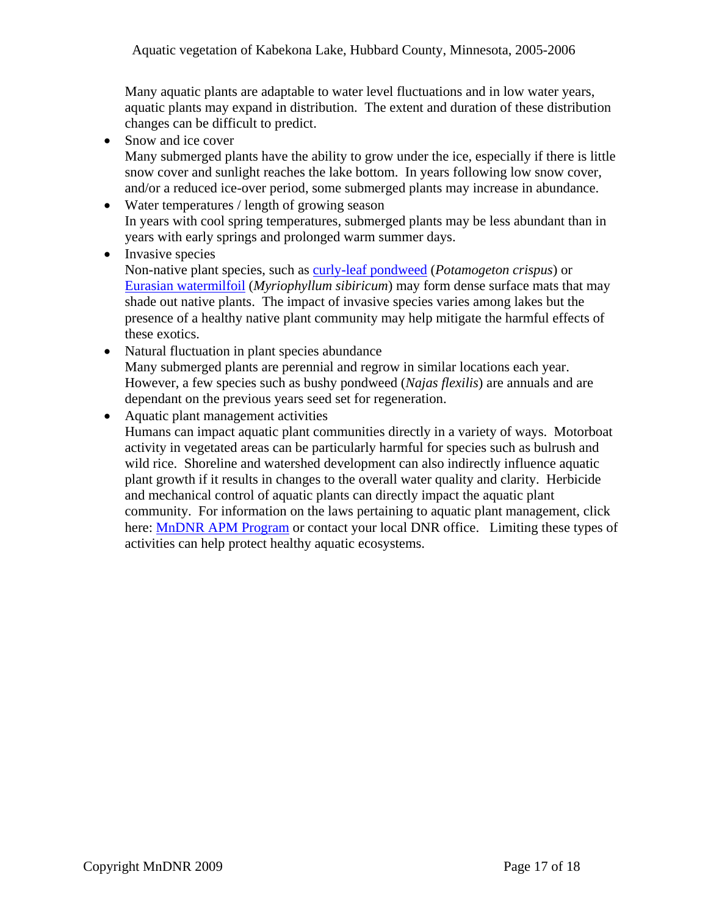Many aquatic plants are adaptable to water level fluctuations and in low water years, aquatic plants may expand in distribution. The extent and duration of these distribution changes can be difficult to predict.

- Snow and ice cover
  Many submerged plants have the ability to grow under the ice, especially if there is little snow cover and sunlight reaches the lake bottom. In years following low snow cover, and/or a reduced ice-over period, some submerged plants may increase in abundance.
- Water temperatures / length of growing season
  In years with cool spring temperatures, submerged plants may be less abundant than in years with early springs and prolonged warm summer days.
- Invasive species
  Non-native plant species, such as curly-leaf pondweed (*Potamogeton crispus*) or Eurasian watermilfoil (*Myriophyllum sibiricum*) may form dense surface mats that may shade out native plants. The impact of invasive species varies among lakes but the presence of a healthy native plant community may help mitigate the harmful effects of these exotics.
- Natural fluctuation in plant species abundance
  Many submerged plants are perennial and regrow in similar locations each year. However, a few species such as bushy pondweed (*Najas flexilis*) are annuals and are dependant on the previous years seed set for regeneration.
- Aquatic plant management activities
  Humans can impact aquatic plant communities directly in a variety of ways. Motorboat activity in vegetated areas can be particularly harmful for species such as bulrush and wild rice. Shoreline and watershed development can also indirectly influence aquatic plant growth if it results in changes to the overall water quality and clarity. Herbicide and mechanical control of aquatic plants can directly impact the aquatic plant community. For information on the laws pertaining to aquatic plant management, click here: MnDNR APM Program or contact your local DNR office. Limiting these types of activities can help protect healthy aquatic ecosystems.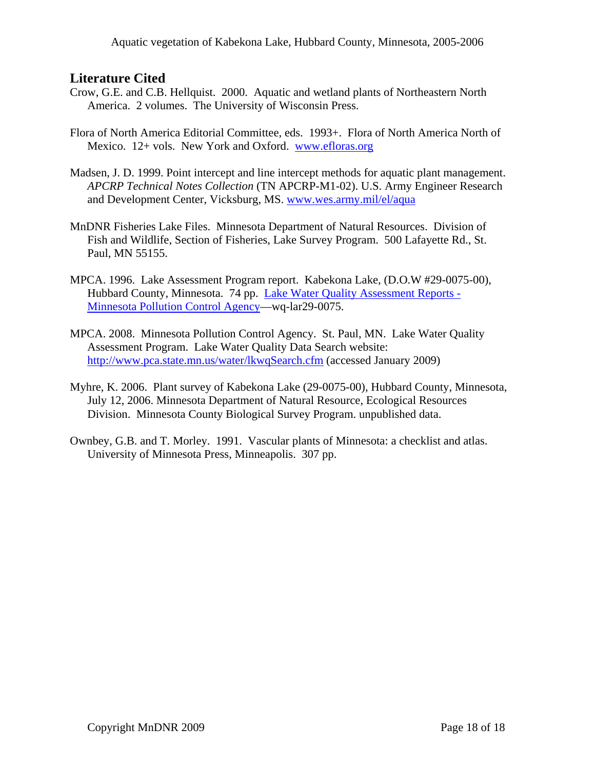## Literature Cited

Crow, G.E. and C.B. Hellquist. 2000. Aquatic and wetland plants of Northeastern North America. 2 volumes. The University of Wisconsin Press.

Flora of North America Editorial Committee, eds. 1993+. Flora of North America North of Mexico. 12+ vols. New York and Oxford. [www.efloras.org](www.efloras.org)

Madsen, J. D. 1999. Point intercept and line intercept methods for aquatic plant management. *APCRP Technical Notes Collection* (TN APCRP-M1-02). U.S. Army Engineer Research and Development Center, Vicksburg, MS. [www.wes.army.mil/el/aqua](www.wes.army.mil/el/aqua)

MnDNR Fisheries Lake Files. Minnesota Department of Natural Resources. Division of Fish and Wildlife, Section of Fisheries, Lake Survey Program. 500 Lafayette Rd., St. Paul, MN 55155.

MPCA. 1996. Lake Assessment Program report. Kabekona Lake, (D.O.W #29-0075-00), Hubbard County, Minnesota. 74 pp. Lake Water Quality Assessment Reports - Minnesota Pollution Control Agency—wq-lar29-0075.

MPCA. 2008. Minnesota Pollution Control Agency. St. Paul, MN. Lake Water Quality Assessment Program. Lake Water Quality Data Search website: http://www.pca.state.mn.us/water/lkwqSearch.cfm (accessed January 2009)

Myhre, K. 2006. Plant survey of Kabekona Lake (29-0075-00), Hubbard County, Minnesota, July 12, 2006. Minnesota Department of Natural Resource, Ecological Resources Division. Minnesota County Biological Survey Program. unpublished data.

Ownbey, G.B. and T. Morley. 1991. Vascular plants of Minnesota: a checklist and atlas. University of Minnesota Press, Minneapolis. 307 pp.

Copyright MnDNR 2009